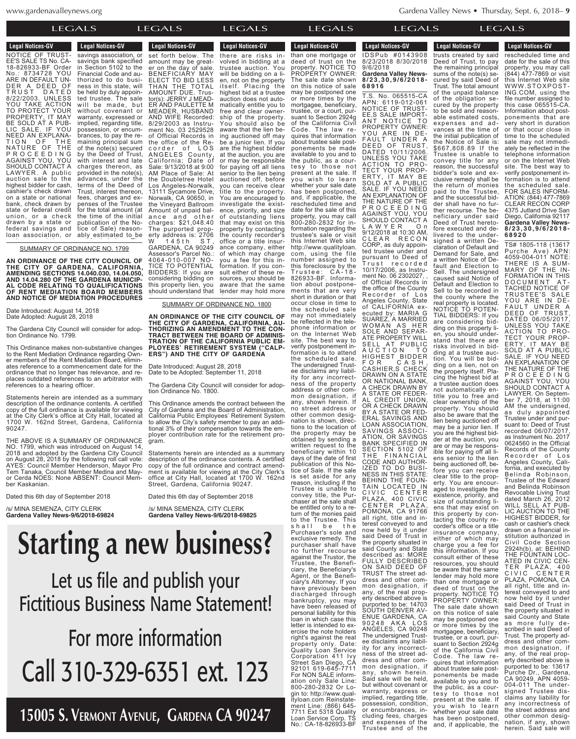## Legal Notices-GV

NOTICE OF TRUSTEE'S SALE TS No. CA-18-826933-BF Order No.: 8734728 YOU ARE IN DEFAULT UNDER A DEED OF TRUST DATED 8/22/2003. UNLESS YOU TAKE ACTION TO PROTECT YOUR PROPERTY, IT MAY BE SOLD AT A PUBLIC SALE. IF YOU NEED AN EXPLANATION OF THE NATURE OF THE PROCEEDING AGAINST YOU, YOU SHOULD CONTACT A LAWYER. A public auction sale to the highest bidder for cash, cashier's check drawn on a state or national bank, check drawn by state or federal credit union, or a check drawn by a state or federal savings and loan association, or savings association, or savings bank specified in Section 5102 to the Financial Code and authorized to do business in this state, will be held by duly appointed trustee. The sale will be made, but without covenant or warranty, expressed or implied, regarding title, possession, or encumbrances, to pay the remaining principal sum of the note(s) secured by the Deed of Trust, with interest and late charges thereon, as provided in the note(s), advances, under the terms of the Deed of Trust, interest thereon, fees, charges and expenses of the Trustee for the total amount (at the time of the initial publication of the Notice of Sale) reasonably estimated to be set forth below. The amount may be greater on the day of sale. BENEFICIARY MAY ELECT TO BID LESS THAN THE TOTAL AMOUNT DUE. Trustor(s): JERRY J MEADER AND PAULETTE M MEADER, HUSBAND AND WIFE Recorded: 8/29/2003 as Instrument No. 03 2529528 of Official Records in the office of the Recorder of LOS ANGELES County, California; Date of Sale: 9/13/2018 at 9:00 AM Place of Sale: At the Doubletree Hotel Los Angeles-Norwalk, 13111 Sycamore Drive, Norwalk, CA 90650, in the Vineyard Ballroom Amount of unpaid balance and other charges: $21,048.40 The purported property address is: 2706 W 145th ST, GARDENA, CA 90249 Assessor's Parcel No.: 4064-010-007 NOTICE TO POTENTIAL BIDDERS: If you are considering bidding on this property lien, you should understand that there are risks involved in bidding at a trustee auction. You will be bidding on a lien, not on the property itself. Placing the highest bid at a trustee auction does not automatically entitle you to free and clear ownership of the property. You should also be aware that the lien being auctioned off may be a junior lien. If you are the highest bidder at the auction, you are or may be responsible for paying off all liens senior to the lien being auctioned off, before you can receive clear title to the property. You are encouraged to investigate the existence, priority, and size of outstanding liens that may exist on this property by contacting the county recorder's office or a title insurance company, either of which may charge you a fee for this information. If you consult either of these resources, you should be aware that the same lender may hold more than one mortgage or deed of trust on the property. NOTICE TO PROPERTY OWNER: The sale date shown on this notice of sale may be postponed one or more times by the mortgagee, beneficiary, trustee, or a court, pursuant to Section 2924g of the California Civil Code. The law requires that information about trustee sale postponements be made available to you and to the public, as a courtesy to those not present at the sale. If you wish to learn whether your sale date has been postponed, and, if applicable, the rescheduled time and date for the sale of this property, you may call 800-280-2832 for information regarding the trustee's sale or visit this Internet Web site http://www.qualityloan.com, using the file number assigned to this foreclosure by the Trustee: CA-18-826933-BF. Information about postponements that are very short in duration or that occur close in time to the scheduled sale may not immediately be reflected in the telephone information or on the Internet Web site. The best way to verify postponement information is to attend the scheduled sale. The undersigned Trustee disclaims any liability for any incorrectness of the property address or other common designation, if any, shown herein. If no street address or other common designation is shown, directions to the location of the property may be obtained by sending a written request to the beneficiary within 10 days of the date of first publication of this Notice of Sale. If the sale is set aside for any reason, including if the Trustee is unable to convey title, the Purchaser at the sale shall be entitled only to a return of the monies paid to the Trustee. This shall be the Purchaser's sole and exclusive remedy. The purchaser shall have no further recourse against the Trustor, the Trustee, the Beneficiary, the Beneficiary's Agent, or the Beneficiary's Attorney. If you have previously been discharged through bankruptcy, you may have been released of personal liability for this loan in which case this letter is intended to exercise the note holders right's against the real property only. Date: Quality Loan Service Corporation 411 Ivy Street San Diego, CA 92101 619-645-7711 For NON SALE information only Sale Line: 800-280-2832 Or Login to: http://www.qualityloan.com Reinstatement Line: (866) 645-7711 Ext 5318 Quality Loan Service Corp. TS No.: CA-18-826933-BF IDSPub #0143908 8/23/2018 8/30/2018 9/6/2018

**Gardena Valley News-8/23,30,9/6/2018-68916**

### SUMMARY OF ORDINANCE NO. 1799

**AN ORDINANCE OF THE CITY COUNCIL OF THE CITY OF GARDENA, CALIFORNIA, AMENDING SECTIONS 14.040.030, 14.04.050, AND 14.04.280 OF THE GARDENA MUNICIPAL CODE RELATING TO QUALIFICATIONS OF RENT MEDIATION BOARD MEMBERS AND NOTICE OF MEDIATION PROCEDURES**

Date Introduced: August 14, 2018
Date Adopted: August 28, 2018

The Gardena City Council will consider for adoption Ordinance No. 1799.

This Ordinance makes non-substantive changes to the Rent Mediation Ordinance regarding Owner members of the Rent Mediation Board, eliminates reference to a commencement date for the ordinance that no longer has relevance, and replaces outdated references to an arbitrator with references to a hearing officer.

Statements herein are intended as a summary description of the ordinance contents. A certified copy of the full ordinance is available for viewing at the City Clerk's office at City Hall, located at 1700 W. 162nd Street, Gardena, California 90247.

THE ABOVE IS A SUMMARY OF ORDINANCE NO. 1799, which was introduced on August 14, 2018 and adopted by the Gardena City Council on August 28, 2018 by the following roll call vote: AYES: Council Member Henderson, Mayor Pro Tem Tanaka, Council Member Medina and Mayor Cerda NOES: None ABSENT: Council Member Kaskanian.

Dated this 6th day of September 2018

/s/ MINA SEMENZA, CITY CLERK
**Gardena Valley News-9/6/2018-69824**

### SUMMARY OF ORDINANCE NO. 1800

**AN ORDINANCE OF THE CITY COUNCIL OF THE CITY OF GARDENA, CALIFORNIA, AUTHORIZING AN AMENDMENT TO THE CONTRACT BETWEEN THE BOARD OF ADMINISTRATION OF THE CALIFORNIA PUBLIC EMPLOYEES' RETIREMENT SYSTEM ("CALPERS") AND THE CITY OF GARDENA**

Date Introduced: August 28, 2018
Date to be Adopted: September 11, 2018

The Gardena City Council will consider for adoption Ordinance No. 1800.

This Ordinance amends the contract between the City of Gardena and the Board of Administration, California Public Employees' Retirement System to allow the City's safety member to pay an additional 3% of their compensation towards the employer contribution rate for the retirement program.

Statements herein are intended as a summary description of the ordinance contents. A certified copy of the full ordinance and contract amendment is available for viewing at the City Clerk's office at City Hall, located at 1700 W. 162nd Street, Gardena, California 90247.

Dated this 6th day of September 2018

/s/ MINA SEMENZA, CITY CLERK
**Gardena Valley News-9/6/2018-69825**

# Starting a new business?

Let us file and publish your Fictitious Business Name Statement!

For more information

Call 310-329-6351 ext. 123

**15005 S. Vermont Avenue, Gardena CA 90247**

T.S. No. 065515-CA APN: 6119-012-061 NOTICE OF TRUSTEE,S SALE IMPORTANT NOTICE TO PROPERTY OWNER: YOU ARE IN DEFAULT UNDER A DEED OF TRUST, DATED 10/11/2006. UNLESS YOU TAKE ACTION TO PROTECT YOUR PROPERTY, IT MAY BE SOLD AT A PUBLIC SALE. IF YOU NEED AN EXPLANATION OF THE NATURE OF THE PROCEEDING AGAINST YOU, YOU SHOULD CONTACT A LAWYER On 9/12/2018 at 10:30 AM, CLEAR RECON CORP, as duly appointed trustee under and pursuant to Deed of Trust recorded 10/17/2006, as Instrument No. 06 2302027, , of Official Records in the office of the County Recorder of Los Angeles County, State of CALIFORNIA executed by: MARIA G SUAREZ, A MARRIED WOMAN AS HER SOLE AND SEPARATE PROPERTY WILL SELL AT PUBLIC AUCTION TO HIGHEST BIDDER FOR CASH, CASHIER,S CHECK DRAWN ON A STATE OR NATIONAL BANK, A CHECK DRAWN BY A STATE OR FEDERAL CREDIT UNION, OR A CHECK DRAWN BY A STATE OR FEDERAL SAVINGS AND LOAN ASSOCIATION, SAVINGS ASSOCIATION, OR SAVINGS BANK SPECIFIED IN SECTION 5102 OF THE FINANCIAL CODE AND AUTHORIZED TO DO BUSINESS IN THIS STATE: BEHIND THE FOUNTAIN LOCATED IN CIVIC CENTER PLAZA, 400 CIVIC CENTER PLAZA, POMONA, CA 91766 all right, title and interest conveyed to and now held by it under said Deed of Trust in the property situated in said County and State described as: MORE FULLY DESCRIBED ON SAID DEED OF TRUST The street address and other common designation, if any, of the real property described above is purported to be: 14703 SOUTH DENVER AVENUE GARDENA, CA 90248 AKA LOS ANGELES, CA 90248 The undersigned Trustee disclaims any liability for any incorrectness of the street address and other common designation, if any, shown herein. Said sale will be held, but without covenant or warranty, express or implied, regarding title, possession, condition, or encumbrances, including fees, charges and expenses of the Trustee and of the trusts created by said Deed of Trust, to pay the remaining principal sums of the note(s) secured by said Deed of Trust. The total amount of the unpaid balance of the obligation secured by the property to be sold and reasonable estimated costs, expenses and advances at the time of the initial publication of the Notice of Sale is: $667,808.89 If the Trustee is unable to convey title for any reason, the successful bidder's sole and exclusive remedy shall be the return of monies paid to the Trustee, and the successful bidder shall have no further recourse. The beneficiary under said Deed of Trust heretofore executed and delivered to the undersigned a written Declaration of Default and Demand for Sale, and a written Notice of Default and Election to Sell. The undersigned caused said Notice of Default and Election to Sell to be recorded in the county where the real property is located. NOTICE TO POTENTIAL BIDDERS: If you are considering bidding on this property lien, you should understand that there are risks involved in bidding at a trustee auction. You will be bidding on a lien, not on the property itself. Placing the highest bid at a trustee auction does not automatically entitle you to free and clear ownership of the property. You should also be aware that the lien being auctioned off may be a junior lien. If you are the highest bidder at the auction, you are or may be responsible for paying off all liens senior to the lien being auctioned off, before you can receive clear title to the property. You are encouraged to investigate the existence, priority, and size of outstanding liens that may exist on this property by contacting the county recorder's office or a title insurance company, either of which may charge you a fee for this information. If you consult either of these resources, you should be aware that the same lender may hold more than one mortgage or deed of trust on the property. NOTICE TO PROPERTY OWNER: The sale date shown on this notice of sale may be postponed one or more times by the mortgagee, beneficiary, trustee, or a court, pursuant to Section 2924g of the California Civil Code. The law requires that information about trustee sale postponements be made available to you and to the public, as a courtesy to those not present at the sale. If you wish to learn whether your sale date has been postponed, and, if applicable, the rescheduled time and date for the sale of this property, you may call (844) 477-7869 or visit this Internet Web site WWW.STOXPOSTING.COM, using the file number assigned to this case 065515-CA. Information about postponements that are very short in duration or that occur close in time to the scheduled sale may not immediately be reflected in the telephone information or on the Internet Web site. The best way to verify postponement information is to attend the scheduled sale. FOR SALES INFORMATION: (844) 477-7869 CLEAR RECON CORP 4375 Jutland Drive San Diego, California 92117

**Gardena Valley News-8/23,30,9/6/2018-68920**

TS# 1805-118 (13617 Purche Ave) APN: 4059-004-011 NOTE: THERE IS A SUMMARY OF THE INFORMATION IN THIS DOCUMENT ATTACHED NOTICE OF TRUSTEE'S SALE YOU ARE IN DEFAULT UNDER A DEED OF TRUST, DATED 06/05/2017, UNLESS YOU TAKE ACTION TO PROTECT YOUR PROPERTY, IT MAY BE SOLD AT A PUBLIC SALE. IF YOU NEED AN EXPLANATION OF THE NATURE OF THE PROCEEDING AGAINST YOU, YOU SHOULD CONTACT A LAWYER. On September 7, 2018, at 11:00 AM the undersigned, as duly appointed Trustee under and pursuant to: Deed of Trust recorded 06/07/2017, as Instrument No. 2017 0624560 in the Official Records of the County Recorder of Los Angeles County, California, and executed by Belinda Robinson, Trustee of the Edward and Belinda Robinson Revocable Living Trust dated March 26, 2012 WILL SELL AT PUBLIC AUCTION TO THE HIGHEST BIDDER, for cash or cashier's check drawn on a financial institution authorized in Civil Code Section 2924h(b), at: BEHIND THE FOUNTAIN LOCATED IN CIVIC CENTER PLAZA, 400 CIVIC CENTER PLAZA, POMONA, CA all right, title and interest conveyed to and now held by it under said Deed of Trust in the property situated in said County and State as more fully described in said Deed of Trust. The property address and other common designation, if any, of the real property described above is purported to be: 13617 Purche Dr., Gardena, CA 90249. APN 4059-004-011 The undersigned Trustee disclaims any liability for any incorrectness of the street address and other common designation, if any, shown herein. Said sale will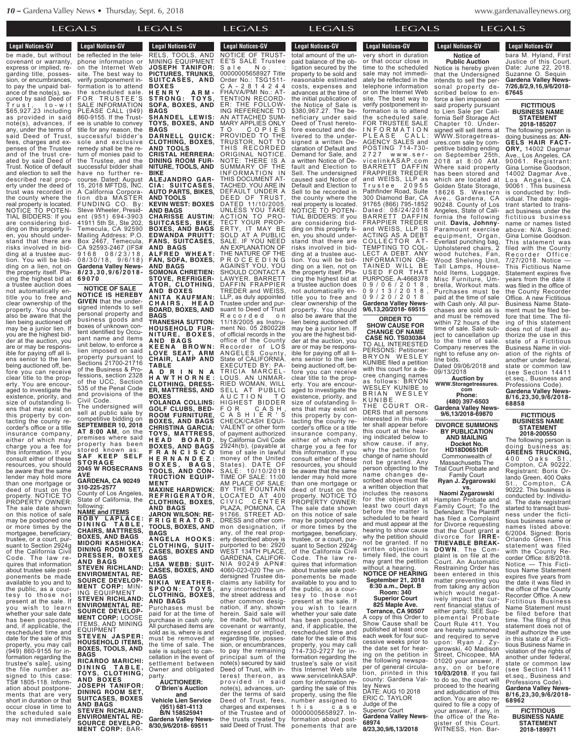## Legal Notices-GV

be made, but without covenant or warranty, express or implied, regarding title, possession, or encumbrances, to pay the unpaid balance of the note(s), secured by said Deed of Trust, to-wit $65,927.23 including as provided in said note(s), advances, if any, under the terms of said Deed of Trust, fees, charges and expenses of the Trustee and of the trust created by said Deed of Trust. Notice of default and election to sell the described real property under the deed of trust was recorded in the county where the real property is located. NOTICE TO POTENTIAL BIDDERS: If you are considering bidding on this property lien, you should understand that there are risks involved in bidding at a trustee auction. You will be bidding on a lien, not on the property itself. Placing the highest bid at a trustee auction does not automatically entitle you to free and clear ownership of the property. You should also be aware that the lien being auctioned off may be a junior lien. If you are the highest bidder at the auction, you are or may be responsible for paying off all liens senior to the lien being auctioned off, before you can receive clear title to the property. You are encouraged to investigate the existence, priority, and size of outstanding liens that may exist on this property by contacting the county recorder's office or a title insurance company, either of which may charge you a fee for this information. If you consult either of these resources, you should be aware that the same lender may hold more than one mortgage or deed of trust on the property. NOTICE TO PROPERTY OWNER: The sale date shown on this notice of sale may be postponed one or more times by the mortgagee, beneficiary, trustee, or a court, pursuant to Section 2924g of the California Civil Code. The law requires that information about trustee sale postponements be made available to you and to the public, as a courtesy to those not present at the sale. If you wish to learn whether your sale date has been postponed, and, if applicable, the rescheduled time and date for the sale of this property, you may call (949) 860-9155 for information regarding the trustee's sale], using the file number assigned to this case: TS# 1805-118. Information about postponements that are very short in duration or that occur close in time to the scheduled sale may not immediately be reflected in the telephone information or on the Internet Web site. The best way to verify postponement information is to attend the scheduled sale. FOR TRUSTEE'S SALE INFORMATION PLEASE CALL (949) 860-9155. If the Trustee is unable to convey title for any reason, the successful bidder's sole and exclusive remedy shall be the return of monies paid to the Trustee, and the successful bidder shall have no further recourse. Dated: August 15, 2018 MTDS, INC. A California Corporation dba MASTER FUNDING CO. By: Steve Wheeler, President (951) 694-3903 41911 5th St., Ste 202, Temecula, CA 92590 Mailing Address: P.O. Box 2467, Temecula, CA 92593-2467 (IFS# 9168 08/23/18, 08/30/18, 9/6/18)
**Gardena Valley News-8/23,30,9/6/2018-69070**

**NOTICE OF SALE**
**NOTICE IS HEREBY GIVEN** that the undersigned intends to sell personal property and business goods and boxes of unknown content identified by Occupant name and items unit below, to enforce a lien imposed on said property pursuant to Sections 21700-21716 of the Business & Professions, section 2328 of the UCC, Section 535 of the Penal Code and provisions of the Civil Code.
The undersigned will sell at public sale by competitive bidding on **SEPTEMBER 10, 2018 AT 8:00 AM**, on the premises where said property has been stored known as: **SAF KEEP SELF STORAGE**
**2045 W ROSECRANS AVE**
**GARDENA, CA 90249**
**310-225-2577**
County of Los Angeles, State of California, the following:
**NAME and ITEMS**
**ROBY LAPLACE: DINING TABLE, CHAIRS, MATTRESS, BOXES, AND BAGS**
**MIDORI KASHIOKA: DINING ROOM SET, DRESSER, BOXES AND BAGS**
**STEVEN RICHLAND: ENVIROMENTAL RESOURCE DEVELOPMENT CORP:** MINING EQUIPMENT
**STEVEN RICHLAND: ENVIROMENTAL RESOURCE DEVELOPMENT CORP:** LOOSE ITEMS, AND MINING EQUIPMENT
**STEVEN JASPER: HOUSEHOLD ITEMS, BOXES, TOOLS, AND BAGS**
**RICARDO MARICHI: DINING TABLE, TOYS, CLOTHING, AND BOXES**
**JOSEPH TANIFOR: DINING ROOM SET, SUITCASES, BOXES AND BAGS**
**STEVEN RICHLAND: ENVIROMENTAL RESOURCE DEVELPOMENT CORP:** BARRELS, TOOLS, AND MINING EQUIPMENT
**JOSEPH TANIFOR: PICTURES, TRUNKS, SUITCASES, AND BOXES**
**HENRY ARMSTRONG: TOYS, SOFA, BOXES, AND BAGS**
**SHANDEL LEWIS: TOYS, BOXES, AND BAGS**
**DARNELL QUICK: CLOTHING, BOXES, AND TOOLS**
**CRISTAL HERRERA: DINING ROOM FURNITURE, TOOLS, AND BIKE**
**ALEJANDRO GARCIA: SUITCASES, AUTO PARTS, BIKES, AND TOOLS**
**KEVIN WEST: BOXES AND BAGS**
**CHARISSE AUSTIN: SUITCASES, BIKE, BOXES, AND BAGS**
**EDWANDA PRUITT: FANS, SUITCASES, AND BAGS**
**ALFRED WHEAT: FAN, SOFA, BOXES, AND BAGS**
**SOMONA CHRETIEN: STOVE, REFRIGERATOR, CLOTHING, AND BOXES**
**ANITA KAUFMAN: CHAIRS, HEAD BOARD, BOXES, AND BAGS**
**TRANESHA SUTTON: HOUSEHOLD FURNITURE, BOXES, AND BAGS**
**KEENA BROWN: LOVE SEAT, ARM CHAIR, LAMP AND TABLE**
**ADRINNA HAWTHORNE: CLOTHING, DRESSER, MATTRESS, AND BOXES**
**YOLANDA COLLINS: GOLF CLUBS, BEDROOM FURNITURE, BOXES, AND BAGS**
**CHRISTINA GARCIA: TOYS, MATTRESS, HEAD BOARD, BOXES, AND BAGS**
**FRANCISCO HERNANDEZ: BOXES, BAGS, TOOLS, AND CONTRUCTION EQUIPMENT**
**MAXINE HARDWICK: REFRIGERATOR, CLOTHING, BOXES, AND BAGS**
**JARON WILSON: REFRIGERATOR, TOOLS, BOXES, AND BAGS**
**ANGELA HOOKS: CLOTHING, SUITCASES, BOXES AND BAGS**
**LISA WEBB: SUITCASES, BOXES, AND BAGS**
**NIKIA WEATHERSPOON: TOYS, CLOTHING, BOXES, AND BAGS**
Purchases must be paid for at the time of purchase in cash only. All purchased items are sold as is, where is and must be removed at the time of sale. The sale is subject to cancellation in the event of settlement between Owner and obligated party.
**AUCTIONEER:**
**O'Brien's Auction and Vehicle Lien Service**
**(951) 681-4113**
**B/N 158525941**
**Gardena Valley News-8/30,9/6/2018- 69511**

NOTICE OF TRUSTEE'S SALE Trustee Sale No. : 00000005658927 Title Order No.: TSG1511-CA-2814244 FHA/VA/PMI No.: ATTENTION RECORDER: THE FOLLOWING REFERENCE TO AN ATTACHED SUMMARY APPLIES ONLY TO COPIES PROVIDED TO THE TRUSTOR, NOT TO THIS RECORDED ORIGINAL NOTICE. NOTE: THERE IS A SUMMARY OF THE INFORMATION IN THIS DOCUMENT ATTACHED. YOU ARE IN DEFAULT UNDER A DEED OF TRUST, DATED 11/10/2005. UNLESS YOU TAKE ACTION TO PROTECT YOUR PROPERTY, IT MAY BE SOLD AT A PUBLIC SALE. IF YOU NEED AN EXPLANATION OF THE NATURE OF THE PROCEEDING AGAINST YOU, YOU SHOULD CONTACT A LAWYER. BARRETT DAFFIN FRAPPIER TREDER and WEISS, LLP, as duly appointed Trustee under and pursuant to Deed of Trust Recorded on 11/18/2005 as Instrument No. 05 2800228 of official records in the office of the County Recorder of LOS ANGELES County, State of CALIFORNIA. EXECUTED BY: PATRICIA MARCELLOUS. AN UNMARRIED WOMAN, WILL SELL AT PUBLIC AUCTION TO HIGHEST BIDDER FOR CASH, CASHIER'S CHECK/CASH EQUIVALENT or other form of payment authorized by California Civil Code 2924h(b), (payable at time of sale in lawful money of the United States). DATE OF SALE: 10/10/2018 TIME OF SALE: 11:00 AM PLACE OF SALE: BY THE FOUNTAIN LOCATED AT 400 CIVIC CENTER PLAZA, POMONA, CA 91766. STREET ADDRESS and other common designation, if any, of the real property described above is purported to be: 2920 WEST 134TH PLACE, GARDENA, CALIFORNIA 90249 APN#: 4060-023-020 The undersigned Trustee disclaims any liability for any incorrectness of the street address and other common designation, if any, shown herein. Said sale will be made, but without covenant or warranty, expressed or implied, regarding title, possession, or encumbrances, to pay the remaining principal sum of the note(s) secured by said Deed of Trust, with interest thereon, as provided in said note(s), advances, under the terms of said Deed of Trust, fees, charges and expenses of the Trustee and of the trusts created by said Deed of Trust. The total amount of the unpaid balance of the obligation secured by the property to be sold and reasonable estimated costs, expenses and advances at the time of the initial publication of the Notice of Sale is $380,967.27. The beneficiary under said Deed of Trust heretofore executed and delivered to the undersigned a written Declaration of Default and Demand for Sale, and a written Notice of Default and Election to Sell. The undersigned caused said Notice of Default and Election to Sell to be recorded in the county where the real property is located. NOTICE TO POTENTIAL BIDDERS: If you are considering bidding on this property lien, you should understand that there are risks involved in bidding at a trustee auction. You will be bidding on a lien, not on the property itself. Placing the highest bid at a trustee auction does not automatically entitle you to free and clear ownership of the property. You should also be aware that the lien being auctioned off may be a junior lien. If you are the highest bidder at the auction, you are or may be responsible for paying off all liens senior to the lien being auctioned off, before you can receive clear title to the property. You are encouraged to investigate the existence, priority, and size of outstanding liens that may exist on this property by contacting the county recorder's office or a title insurance company, either of which may charge you a fee for this information. If you consult either of these resources, you should be aware that the same lender may hold more than one mortgage or deed of trust on the property. NOTICE TO PROPERTY OWNER: The sale date shown on this notice of sale may be postponed one or more times by the mortgagee, beneficiary, trustee, or a court, pursuant to Section 2924g of the California Civil Code. The law requires that information about trustee sale postponements be made available to you and to the public, as a courtesy to those not present at the sale. If you wish to learn whether your sale date has been postponed, and, if applicable, the rescheduled time and date for the sale of this property, you may call 714-730-2727 for information regarding the trustee's sale or visit this Internet Web site www.servicelinkASAP.com for information regarding the sale of this property, using the file number assigned to this case 00000005658927. Information about postponements that are very short in duration or that occur close in time to the scheduled sale may not immediately be reflected in the telephone information or on the Internet Web site. The best way to verify postponement information is to attend the scheduled sale. FOR TRUSTEE SALE INFORMATION PLEASE CALL: AGENCY SALES and POSTING 714-730-2727 www.servicelinkASAP.com BARRETT DAFFIN FRAPPIER TREDER and WEISS, LLP as Trustee 20955 Pathfinder Road, Suite 300 Diamond Bar, CA 91765 (866) 795-1852 Dated: 08/24/2018 BARRETT DAFFIN FRAPPIER TREDER and WEISS, LLP IS ACTING AS A DEBT COLLECTOR ATTEMPTING TO COLLECT A DEBT. ANY INFORMATION OBTAINED WILL BE USED FOR THAT PURPOSE. A-4668378 09/06/2018, 09/13/2018, 09/20/2018
**Gardena Valley News-9/6,13,20/2018- 69515**

**ORDER TO SHOW CAUSE FOR CHANGE OF NAME**
**CASE NO. TS030384**
TO ALL INTERESTED PERSONS: Petitioner: BRYON WESLEY KUNIBE filed a petition with this court for a decree changing names as follows: BRYON WESLEY KUNIBE to BRIAN WESLEY KUNIBE.
THE COURT ORDERS that all persons interested in this matter shall appear before this court at the hearing indicated below to show cause, if any, why the petition for change of name should not be granted. Any person objecting to the name changes described above must file a written objection that includes the reasons for the objection at least two court days before the matter is scheduled to be heard and must appear at the hearing to show cause why the petition should not be granted. If no written objection is timely filed, the court may grant the petition without a hearing.
**NOTICE OF HEARING**
**September 21, 2018**
**8:30 a.m., Dept. B**
**Room: 340**
**Superior Court**
**825 Maple Ave.**
**Torrance, CA 90507**
A copy of this Order to Show Cause shall be published at least once each week for four successive weeks prior to the date set for hearing on the petition in the following newspaper of general circulation, printed in this county: Gardena Valley News
DATE: AUG 10 2018
ERIC C. TAYLOR
Judge of the Superior Court
**Gardena Valley News-68974**
**8/23,30,9/6,13/2018**

**Notice of Public Auction**
Notice is hereby given that the Undersigned intends to sell the personal property described below to enforce a lien imposed on said property pursuant to Lien Sale per California Self Storage Act Chapter 10. Undersigned will sell items at WWW.Storagetreasures.com sale by competitive bidding ending on September 25th, 2018 at 8:00 AM. Where said property has been stored and which are located at Golden State Storage, 18626 S. Western Ave., Gardena, CA 90248. County of Los Angeles, State of California the following unit. **Davis, Johnny**- Paramount exercise equipment, Organ, Everlast punching bag, Upholstered chairs, 2 wood hutches, Fan, Wood Shelving Unit, Tall Lamps, Household Items, Luggage, Misc Furniture, Umbrella, Workout mats. Purchases must be paid at the time of sale with Cash only. All purchases are sold as is and must be removed within 72 hours of the time of sale. Sale subject to cancellation up to the time of sale. Company reserves the right to refuse any online bids.
Dated 09/06/2018 and 09/13/2018
**Auction by**
**WWW.Storagetreasures.com**
**Phone:**
**(480) 397-6503**
**Gardena Valley News-9/6,13/2018-69870**

**DIVORCE SUMMONS BY PUBLICATION AND MAILING**
**Docket No. HD18D0651DR**
Commonwealth of Massachusetts The Trial Court Probate and Family Court
**Ryan J. Zygarowski**
**vs.**
**Naomi Zygarowski**
Hampten Probate and Family Court; To the Defendant: The Plaintiff has filed a Complaint for Divorce requesting that the Court grant a divorce for **IRRETRIEVABLE BREAKDOWN**. The Complaint is on file at the Court. An Automatic Restraining Order has been entered in this matter preventing you from taking any action which would negatively impact the current financial status of either party. SEE Supplemental Probate Court Rule 411. You are hereby summoned and required to serve upon: Ryan J. Zygarowski, 40 Madison Street, Chicopee, MA 01020 your answer, if any, on or before **10/03/2018**. If you fail to do so, the court will proceed to the hearing and adjudication of this action. You are also required to file a copy of your answer, if any, in the office of the Register of this Court. WITNESS, Hon. Barbara M. Hyland, First Justice of this Court. Date: June 22, 2018. Suzanne O. Seguin
**Gardena Valley News-7/26,8/2,9,16,9/6/2018-67645**

**FICTITIOUS BUSINESS NAME STATEMENT**
**2018-185207**
The following person is doing business as: **ANGELS HAIR FACTORY**, 14002 Dagmar Ave., Los Angeles, CA 90061. Registrant: Gina Lornise Goodson, 14002 Dagmar Ave., Los Angeles, CA 90061 . This business is conducted by: Individual. The date registrant started to transact business under the fictitious business name or names listed above: N/A. Signed: Gina Lornise Goodson. This statement was filed with the County Recorder Office: 7/27/2018. Notice — This Fictitious Name Statement expires five years from the date it was filed in the office of the County Recorder Office. A new Fictitious Business Name Statement must be filed before that time. The filing of this statement does not of itself authorize the use in this state of a Fictitious Business Name in violation of the rights of another under federal, state or common law (see Section 14411 et.seq., Business and Professions Code).
**Gardena Valley News-8/16,23,30,9/6/2018-68858**

**FICTITIOUS BUSINESS NAME STATEMENT**
**2018-200550**
The following person is doing business as: **GREENS TRUCKING**, 400 Oaks St., Compton, CA 90222. Registrant: Boris Orlando Green, 400 Oaks St., Compton, CA 90222. This business is conducted by: Individual. The date registrant started to transact business under the fictitious business name or names listed above: 6/2004. Signed: Boris Orlando Green. This statement was filed with the County Recorder Office: 8/8/2018. Notice — This Fictitious Name Statement expires five years from the date it was filed in the office of the County Recorder Office. A new Fictitious Business Name Statement must be filed before that time. The filing of this statement does not of itself authorize the use in this state of a Fictitious Business Name in violation of the rights of another under federal, state or common law (see Section 14411 et.seq., Business and Professions Code).
**Gardena Valley News-8/16,23,30,9/6/2018-68962**

**FICTITIOUS BUSINESS NAME STATEMENT**
**2018-189971**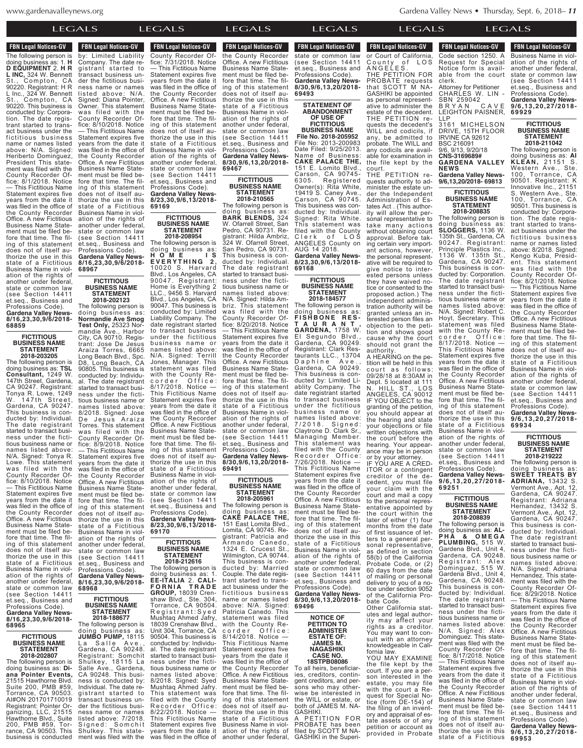LEGALS LEGALS LEGALS LEGALS LEGALS LEGALS

**FBN Legal Notices-GV**

The following person is doing business as: 1. **H D EQUIPMENT** 2. **H R L INC,** 324 W. Bennett St., Compton, CA 90220. Registrant: H R L Inc., 324 W. Bennett St., Compton, CA 90220. This business is conducted by: Corporation. The date registrant started to transact business under the fictitious business name or names listed above: N/A. Signed: Heriberto Dominguez, President This statement was filed with the County Recorder Office: 8/1/2018. Notice — This Fictitious Name Statement expires five years from the date it was filed in the office of the County Recorder Office. A new Fictitious Business Name Statement must be filed before that time. The filing of this statement does not of itself authorize the use in this state of a Fictitious Business Name in violation of the rights of another under federal, state or common law (see Section 14411 et.seq., Business and Professions Code).
**Gardena Valley News-8/16,23,30,9/6/2018-68859**

**FICTITIOUS BUSINESS NAME STATEMENT 2018-203205**

The following person is doing business as: **TSL Consultant,** 1249 W. 147th Street, Gardena, CA 90247. Registrant: Tonya R. Lowe, 1249 W. 147th Street, Gardena, CA 90247. This business is conducted by: Individual. The date registrant started to transact business under the fictitious business name or names listed above: N/A. Signed: Tonya R. Lowe. This statement was filed with the County Recorder Office: 8/10/2018. Notice — This Fictitious Name Statement expires five years from the date it was filed in the office of the County Recorder Office. A new Fictitious Business Name Statement must be filed before that time. The filing of this statement does not of itself authorize the use in this state of a Fictitious Business Name in violation of the rights of another under federal, state or common law (see Section 14411 et.seq., Business and Professions Code).
**Gardena Valley News-8/16,23,30,9/6/2018-68965**

**FICTITIOUS BUSINESS NAME STATEMENT 2018-202807**

The following person is doing business as: **Diana Pointer Events,** 21515 Hawthorne Blvd. Suite 200, PMB #59, Torrance, CA 90503. AI#ON 201701710019 Registrant: Pointer Organizing, LLC, 21515 Hawthorne Blvd., Suite 200, PMB #59, Torrance, CA 90503. This business is conducted by: Limited Liability Company. The date registrant started to transact business under the fictitious business name or names listed above: N/A. Signed: Diana Pointer, Owner. This statement was filed with the County Recorder Office: 8/10/2018. Notice — This Fictitious Name Statement expires five years from the date it was filed in the office of the County Recorder Office. A new Fictitious Business Name Statement must be filed before that time. The filing of this statement does not of itself authorize the use in this state of a Fictitious Business Name in violation of the rights of another under federal, state or common law (see Section 14411 et.seq., Business and Professions Code).
**Gardena Valley News-8/16,23,30,9/6/2018-68967**

**FICTITIOUS BUSINESS NAME STATEMENT 2018-202123**

The following person is doing business as: **Normandie Ave Smog Test Only,** 25323 Normandie Ave., Harbor City, CA 90710. Registrant: Jose De Jesus Araiza Torres, 6665 Long Beach Blvd., Spc. D8, Long Beach, CA 90805. This business is conducted by: Individual. The date registrant started to transact business under the fictitious business name or names listed above: 8/2018. Signed: Jose De Jesus Araiza Torres. This statement was filed with the County Recorder Office: 8/9/2018. Notice — This Fictitious Name Statement expires five years from the date it was filed in the office of the County Recorder Office. A new Fictitious Business Name Statement must be filed before that time. The filing of this statement does not of itself authorize the use in this state of a Fictitious Business Name in violation of the rights of another under federal, state or common law (see Section 14411 et.seq., Business and Professions Code).
**Gardena Valley News-8/16,23,30,9/6/2018-68968**

**FICTITIOUS BUSINESS NAME STATEMENT 2018-188677**

The following person is doing business as: **JUMBO PUMP,** 18115 La Salle Ave., Gardena, CA 90248. Registrant: Somchit Shulkey, 18115 La Salle Ave., Gardena, CA 90248. This business is conducted by: Individual. The date registrant started to transact business under the fictitious business name or names listed above: 7/2018. Signed: Somchit Shulkey. This statement was filed with the County Recorder Office: 7/31/2018. Notice — This Fictitious Name Statement expires five years from the date it was filed in the office of the County Recorder Office. A new Fictitious Business Name Statement must be filed before that time. The filing of this statement does not of itself authorize the use in this state of a Fictitious Business Name in violation of the rights of another under federal, state or common law (see Section 14411 et.seq., Business and Professions Code).
**Gardena Valley News-8/23,30,9/6,13/2018-69169**

**FICTITIOUS BUSINESS NAME STATEMENT 2018-208954**

The following person is doing business as: **HOME IS EVERYTHING 2,** 10020 S. Harvard Blvd., Los Angeles, CA 90047. Registrant: Home is Everything 2 LLC., 9456 S. Harvard Blvd., Los Angeles, CA 90047. This business is conducted by: Limited Liability Company. The date registrant started to transact business under the fictitious business name or names listed above: N/A. Signed: Terrill Jones, Manager. This statement was filed with the County Recorder Office: 8/17/2018. Notice — This Fictitious Name Statement expires five years from the date it was filed in the office of the County Recorder Office. A new Fictitious Business Name Statement must be filed before that time. The filing of this statement does not of itself authorize the use in this state of a Fictitious Business Name in violation of the rights of another under federal, state or common law (see Section 14411 et.seq., Business and Professions Code).
**Gardena Valley News-8/23,30,9/6,13/2018-69170**

**FICTITIOUS BUSINESS NAME STATEMENT 2018-212616**

The following person is doing business as: 1. **EE-ITALIA** 2. **CALIFORNIA TRADE GROUP,** 18039 Crenshaw Blvd., Ste. 304, Torrance, CA 90504. Registrant: Syed Mushtaq Ahmed Jafry, 18039 Crenshaw Blvd., Unit 304, Torrance, CA 90504. This business is conducted by: Individual. The date registrant started to transact business under the fictitious business name or names listed above: 8/2018. Signed: Syed Mushtaq Ahmed Jafry. This statement was filed with the County Recorder Office: 8/22/2018. Notice — This Fictitious Name Statement expires five years from the date it was filed in the office of the County Recorder Office. A new Fictitious Business Name Statement must be filed before that time. The filing of this statement does not of itself authorize the use in this state of a Fictitious Business Name in violation of the rights of another under federal, state or common law (see Section 14411 et.seq., Business and Professions Code).
**Gardena Valley News-8/30,9/6,13,20/2018-69467**

**FICTITIOUS BUSINESS NAME STATEMENT 2018-210565**

The following person is doing business as: **BARK BLENDS,** 324 W. Ofarrell Street, San Pedro, CA 90731. Registrant: Hilda Ambriz, 324 W. Ofarrell Street, San Pedro, CA 90731. This business is conducted by: Individual. The date registrant started to transact business under the fictitious business name or names listed above: N/A. Signed: Hilda Ambriz. This statement was filed with the County Recorder Office: 8/20/2018. Notice — This Fictitious Name Statement expires five years from the date it was filed in the office of the County Recorder Office. A new Fictitious Business Name Statement must be filed before that time. The filing of this statement does not of itself authorize the use in this state of a Fictitious Business Name in violation of the rights of another under federal, state or common law (see Section 14411 et.seq., Business and Professions Code).
**Gardena Valley News-8/30,9/6,13,20/2018-69491**

**FICTITIOUS BUSINESS NAME STATEMENT 2018-205961**

The following person is doing business as: **CAKE PALACE THE,** 151 East Lomita Blvd., Lomita, CA 90745. Registrant: Patricia and Armando Canedo, 1324 E. Crucest St., Wilmington, CA 90744. This business is conducted by: Married Couple. The date registrant started to transact business under the fictitious business name or names listed above: N/A. Signed: Patricia Canedo. This statement was filed with the County Recorder Office: 8/14/2018. Notice — This Fictitious Name Statement expires five years from the date it was filed in the office of the County Recorder Office. A new Fictitious Business Name Statement must be filed before that time. The filing of this statement does not of itself authorize the use in this state of a Fictitious Business Name in violation of the rights of another under federal, state or common law (see Section 14411 et.seq., Business and Professions Code).
**Gardena Valley News-8/30,9/6,13,20/2018-69493**

**STATEMENT OF ABANDONMENT OF USE OF FICTITIOUS BUSINESS NAME**
**File No. 2018-205952**
File No: 2013-200983 Date Filed: 9/25/2013. Name of Business: **CAKE PALACE THE,** 151 E. Lomito Blvd., Carson, CA 90745-6305. Registered Owner(s): Rita White, 19419 S. Caney Ave., Carson, CA 90745. This business was conducted by: Individual. Signed: Rita White. This statement was filed with the County Clerk of LOS ANGELES County on AUG 14 2018.
**Gardena Valley News-8/23,30,9/6,13/2018-69168**

**FICTITIOUS BUSINESS NAME STATEMENT 2018-184577**

The following person is doing business as: **FISHBONE RESTAURANT, GARDENA,** 1758 W. El Segundo Blvd., Gardena, CA 90249. Registrant: Clark Restaurants LLC., 13704 Daphine Ave., Gardena, CA 90249. This business is conducted by: Limited Liablity Company. The date registrant started to transact business under the fictitious business name or names listed above: 7/2018. Signed: Claytrone D. Clark Sr., Managing Member. This statement was filed with the County Recorder Office: 7/26/2018. Notice — This Fictitious Name Statement expires five years from the date it was filed in the office of the County Recorder Office. A new Fictitious Business Name Statement must be filed before that time. The filing of this statement does not of itself authorize the use in this state of a Fictitious Business Name in violation of the rights of another under federal, state or common law (see Section 14411 et.seq., Business and Professions Code).
**Gardena Valley News-8/30,9/6,13,20/2018-69496**

**NOTICE OF PETITION TO ADMINISTER ESTATE OF: JAMES M. NAGASHIKI CASE NO. 18STPB08086**

To all heirs, beneficiaries, creditors, contingent creditors, and persons who may otherwise be interested in the WILL or estate, or both of JAMES M. NAGASHIKI.

A PETITION FOR PROBATE has been filed by SCOTT M NAGASHIKI in the Superior Court of California, County of LOS ANGELES.

THE PETITION FOR PROBATE requests that SCOTT M NAGASHIKI be appointed as personal representative to administer the estate of the decedent.

THE PETITION requests the decedent's WILL and codicils, if any, be admitted to probate. The WILL and any codicils are available for examination in the file kept by the court.

THE PETITION requests authority to administer the estate under the Independent Administration of Estates Act . (This authority will allow the personal representative to take many actions without obtaining court approval. Before taking certain very important actions, however, the personal representative will be required to give notice to interested persons unless they have waived notice or consented to the proposed action.) The independent administration authority will be granted unless an interested person files an objection to the petition and shows good cause why the court should not grant the authority.

A HEARING on the petition will be held in this court as follows: 09/28/18 at 8:30AM in Dept. 5 located at 111 N. HILL ST., LOS ANGELES, CA 90012

IF YOU OBJECT to the granting of the petition, you should appear at the hearing and state your objections or file written objections with the court before the hearing. Your appearance may be in person or by your attorney.

IF YOU ARE A CREDITOR or a contingent creditor of the decedent, you must file your claim with the court and mail a copy to the personal representative appointed by the court within the later of either (1) four months from the date of first issuance of letters to a general personal representative, as defined in section 58(b) of the California Probate Code, or (2) 60 days from the date of mailing or personal delivery to you of a notice under section 9052 of the California Probate Code.

Other California statutes and legal authority may affect your rights as a creditor. You may want to consult with an attorney knowledgeable in California law.

YOU MAY EXAMINE the file kept by the court. If you are a person interested in the estate, you may file with the court a Request for Special Notice (form DE-154) of the filing of an inventory and appraisal of estate assets or of any petition or account as provided in Probate Code section 1250. A Request for Special Notice form is available from the court clerk.

Attorney for Petitioner
CHARLES W. LIN - SBN 259042
BRYAN CAVE LEIGHTON PAISNER, LLP
3161 MICHELSON DRIVE, 15TH FLOOR
IRVINE CA 92612
BSC 216091
9/6, 9/13, 9/20/18
**CNS-3169689#**
**GARDENA VALLEY NEWS**
**Gardena Valley News-9/6,13,20/2018- 69813**

**FICTITIOUS BUSINESS NAME STATEMENT 2018-208835**

The following person is doing business as: **SLOGGERS,** 1136 W. 135th St., Gardena, CA 90247. Registrant: Principle Plastics Inc., 1136 W. 135th St., Gardena, CA 90247. This business is conducted by: Corporation. The date registrant started to transact business under the fictitious business name or names listed above: N/A. Signed: Robert C. Hoyt, Secretary. This statement was filed with the County Recorder Office: 8/17/2018. Notice — This Fictitious Name Statement expires five years from the date it was filed in the office of the County Recorder Office. A new Fictitious Business Name Statement must be filed before that time. The filing of this statement does not of itself authorize the use in this state of a Fictitious Business Name in violation of the rights of another under federal, state or common law (see Section 14411 et.seq., Business and Professions Code).
**Gardena Valley News-9/6,13,20,27/2018-69251**

**FICTITIOUS BUSINESS NAME STATEMENT 2018-208839**

The following person is doing business as: **ALPHA & OMEGA PLUMBING,** 515 W. Gardena Blvd., Unit 4, Gardena, CA 90248. Registrant: Alex Dominguez, 515 W. Gardena Blvd., Unit 4, Gardena, CA 90248. This business is conducted by: Individual. The date registrant started to transact business under the fictitious business name or names listed above: N/A. Signed: Alex Dominguez. This statement was filed with the County Recorder Office: 8/17/2018. Notice — This Fictitious Name Statement expires five years from the date it was filed in the office of the County Recorder Office. A new Fictitious Business Name Statement must be filed before that time. The filing of this statement does not of itself authorize the use in this state of a Fictitious Business Name in violation of the rights of another under federal, state or common law (see Section 14411 et.seq., Business and Professions Code).
**Gardena Valley News-9/6,13,20,27/2018-69929**

**FICTITIOUS BUSINESS NAME STATEMENT 2018-211042**

The following person is doing business as: **AI KLEAN,** 21151 S. Western Ave., Ste. 100, Torrance, CA 90501. Registrant: K Innovative Inc., 21151 S. Western Ave., Ste. 100, Torrance, CA 90501. This business is conducted by: Corporation. The date registrant started to transact business under the fictitious business name or names listed above: 8/2018. Signed: Kengo Kuba, President. This statement was filed with the County Recorder Office: 8/21/2018. Notice — This Fictitious Name Statement expires five years from the date it was filed in the office of the County Recorder Office. A new Fictitious Business Name Statement must be filed before that time. The filing of this statement does not of itself authorize the use in this state of a Fictitious Business Name in violation of the rights of another under federal, state or common law (see Section 14411 et.seq., Business and Professions Code).
**Gardena Valley News-9/6,13,20,27/2018-69934**

**FICTITIOUS BUSINESS NAME STATEMENT 2018-219222**

The following person is doing business as: **SWEET TREATS BY ADRIANA,** 13432 S. Vermont Ave., Apt. 12, Gardena, CA 90247. Registrant: Adriana Hernandez, 13432 S. Vermont Ave., Apt. 12, Gardena, CA 90247. This business is conducted by: Individual. The date registrant started to transact business under the fictitious business name or names listed above: N/A. Signed: Adriana Hernandez. This statement was filed with the County Recorder Office: 8/29/2018. Notice — This Fictitious Name Statement expires five years from the date it was filed in the office of the County Recorder Office. A new Fictitious Business Name Statement must be filed before that time. The filing of this statement does not of itself authorize the use in this state of a Fictitious Business Name in violation of the rights of another under federal, state or common law (see Section 14411 et.seq., Business and Professions Code).
**Gardena Valley News-9/6,13,20,27/2018-69953**